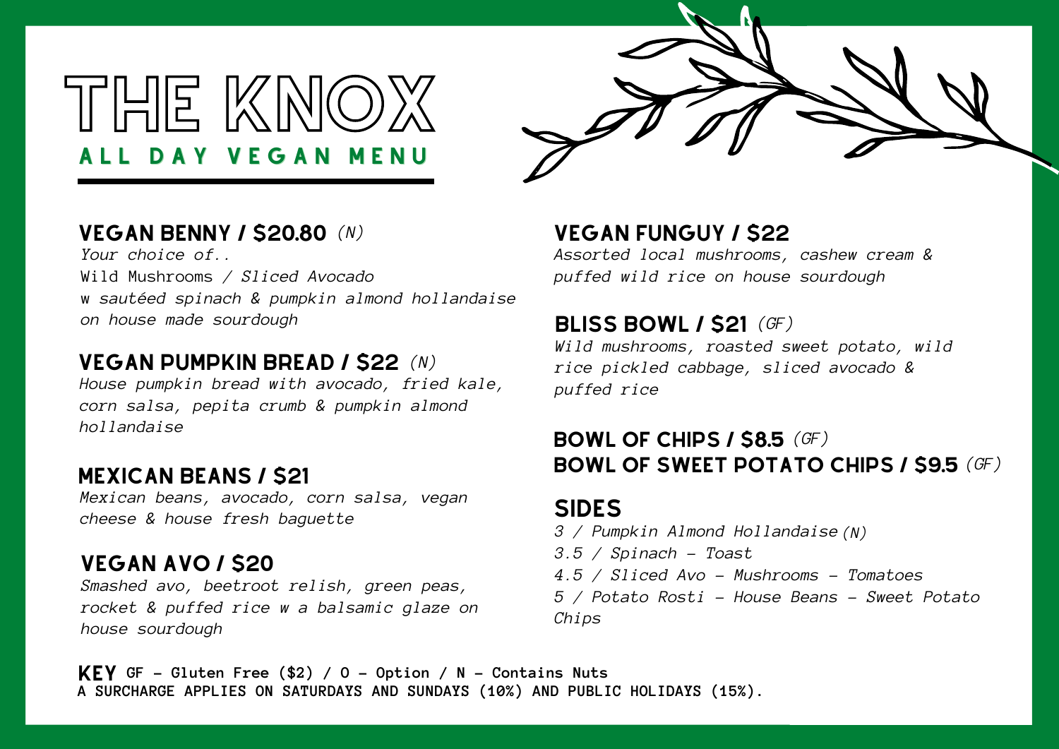# THE KNOX

## ALL DAY VEGAN MENU

### VEGAN BENNY / $20.80 *(N)*

*Your choice of..*
Wild Mushrooms / *Sliced Avocado*
w *sautéed spinach & pumpkin almond hollandaise on house made sourdough*

### VEGAN PUMPKIN BREAD / $22 *(N)*

*House pumpkin bread with avocado, fried kale, corn salsa, pepita crumb & pumpkin almond hollandaise*

### MEXICAN BEANS / $21

*Mexican beans, avocado, corn salsa, vegan cheese & house fresh baguette*

### VEGAN AVO / $20

*Smashed avo, beetroot relish, green peas, rocket & puffed rice w a balsamic glaze on house sourdough*

### VEGAN FUNGUY / $22

*Assorted local mushrooms, cashew cream & puffed wild rice on house sourdough*

### BLISS BOWL / $21 *(GF)*

*Wild mushrooms, roasted sweet potato, wild rice pickled cabbage, sliced avocado & puffed rice*

### BOWL OF CHIPS / $8.5 *(GF)*

### BOWL OF SWEET POTATO CHIPS / $9.5 *(GF)*

### SIDES

*3 / Pumpkin Almond Hollandaise (N)*
*3.5 / Spinach - Toast*
*4.5 / Sliced Avo - Mushrooms - Tomatoes*
*5 / Potato Rosti - House Beans - Sweet Potato Chips*

**KEY** **GF - Gluten Free ($2) / O - Option / N - Contains Nuts**
**A SURCHARGE APPLIES ON SATURDAYS AND SUNDAYS (10%) AND PUBLIC HOLIDAYS (15%).**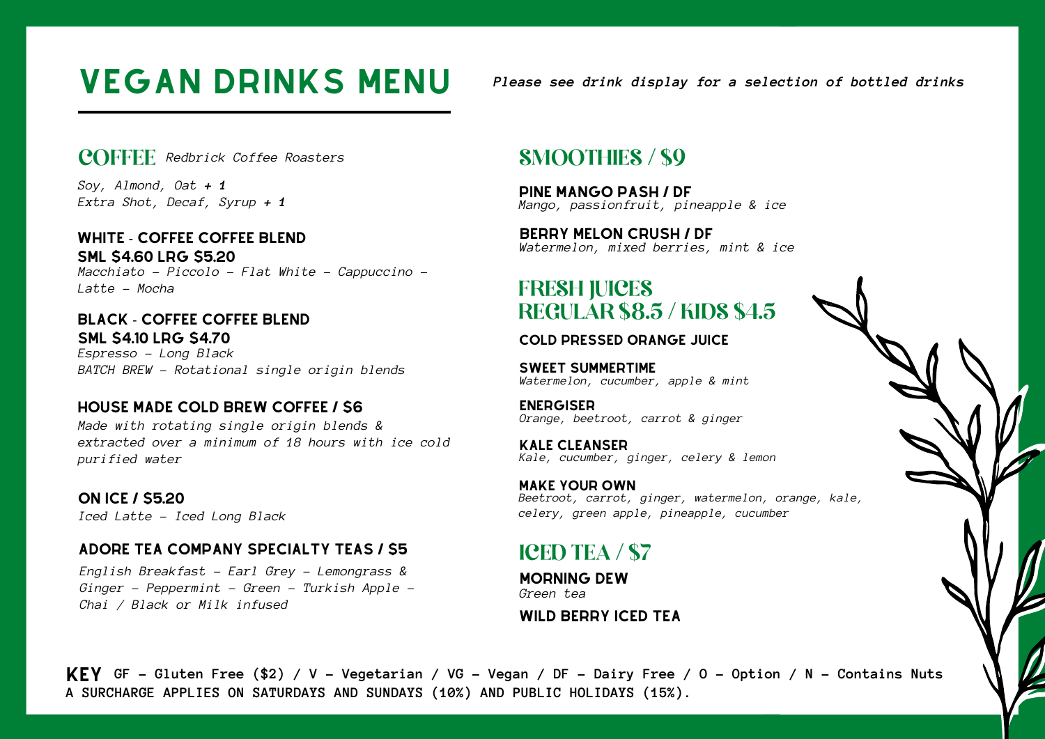# VEGAN DRINKS MENU

*Please see drink display for a selection of bottled drinks*

## COFFEE *Redbrick Coffee Roasters*

*Soy, Almond, Oat* ***+ 1***
*Extra Shot, Decaf, Syrup* ***+ 1***

**WHITE - COFFEE COFFEE BLEND**
**SML $4.60 LRG $5.20**
*Macchiato - Piccolo - Flat White - Cappuccino - Latte - Mocha*

**BLACK - COFFEE COFFEE BLEND**
**SML $4.10 LRG $4.70**
*Espresso - Long Black*
*BATCH BREW - Rotational single origin blends*

**HOUSE MADE COLD BREW COFFEE / $6**
*Made with rotating single origin blends & extracted over a minimum of 18 hours with ice cold purified water*

**ON ICE / $5.20**
*Iced Latte - Iced Long Black*

**ADORE TEA COMPANY SPECIALTY TEAS / $5**
*English Breakfast - Earl Grey - Lemongrass & Ginger - Peppermint - Green - Turkish Apple - Chai / Black or Milk infused*

## SMOOTHIES / $9

**PINE MANGO PASH / DF**
*Mango, passionfruit, pineapple & ice*

**BERRY MELON CRUSH / DF**
*Watermelon, mixed berries, mint & ice*

## FRESH JUICES REGULAR $8.5 / KIDS $4.5

**COLD PRESSED ORANGE JUICE**

**SWEET SUMMERTIME**
*Watermelon, cucumber, apple & mint*

**ENERGISER**
*Orange, beetroot, carrot & ginger*

**KALE CLEANSER**
*Kale, cucumber, ginger, celery & lemon*

**MAKE YOUR OWN**
*Beetroot, carrot, ginger, watermelon, orange, kale, celery, green apple, pineapple, cucumber*

## ICED TEA / $7

**MORNING DEW**
*Green tea*

**WILD BERRY ICED TEA**

**KEY** GF - Gluten Free ($2) / V - Vegetarian / VG - Vegan / DF - Dairy Free / O - Option / N - Contains Nuts
A SURCHARGE APPLIES ON SATURDAYS AND SUNDAYS (10%) AND PUBLIC HOLIDAYS (15%).